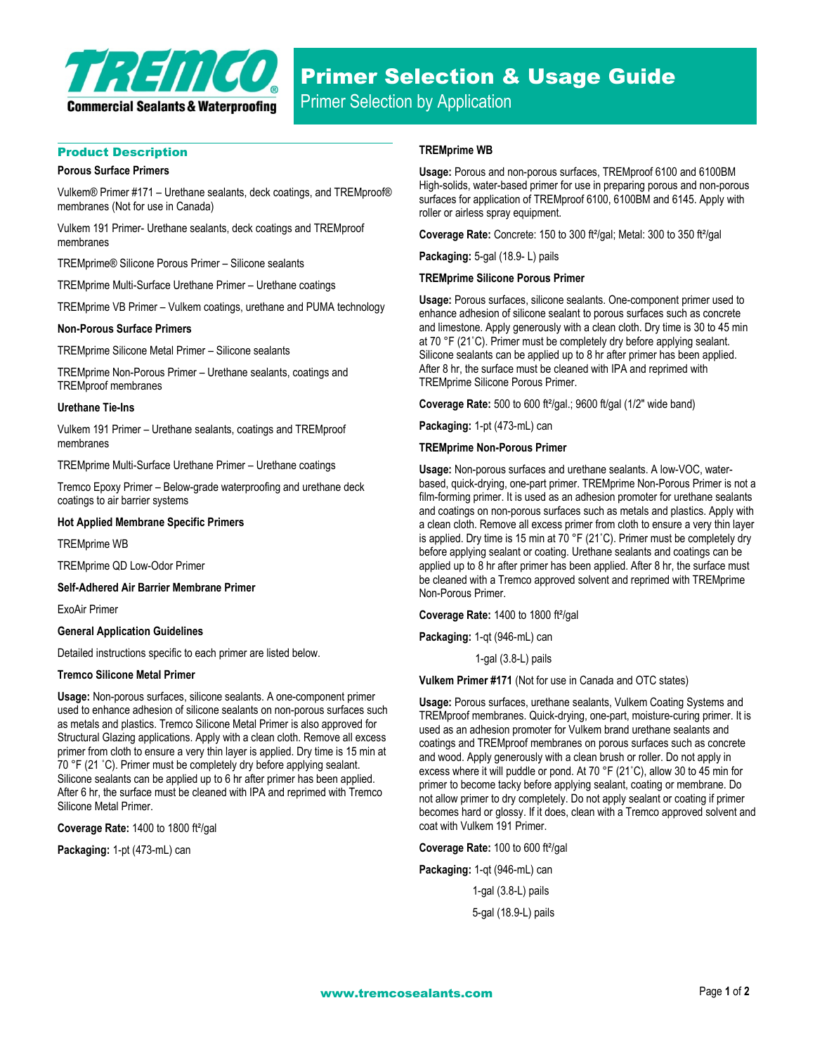# Primer Selection & Usage Guide

## Primer Selection by Application

## Product Description

**Porous Surface Primers**

Vulkem® Primer #171 – Urethane sealants, deck coatings, and TREMproof® membranes (Not for use in Canada)

Vulkem 191 Primer- Urethane sealants, deck coatings and TREMproof membranes

TREMprime® Silicone Porous Primer – Silicone sealants

TREMprime Multi-Surface Urethane Primer – Urethane coatings

TREMprime VB Primer – Vulkem coatings, urethane and PUMA technology

**Non-Porous Surface Primers**

TREMprime Silicone Metal Primer – Silicone sealants

TREMprime Non-Porous Primer – Urethane sealants, coatings and TREMproof membranes

**Urethane Tie-Ins**

Vulkem 191 Primer – Urethane sealants, coatings and TREMproof membranes

TREMprime Multi-Surface Urethane Primer – Urethane coatings

Tremco Epoxy Primer – Below-grade waterproofing and urethane deck coatings to air barrier systems

**Hot Applied Membrane Specific Primers**

TREMprime WB

TREMprime QD Low-Odor Primer

**Self-Adhered Air Barrier Membrane Primer**

ExoAir Primer

**General Application Guidelines**

Detailed instructions specific to each primer are listed below.

**Tremco Silicone Metal Primer**

**Usage:** Non-porous surfaces, silicone sealants. A one-component primer used to enhance adhesion of silicone sealants on non-porous surfaces such as metals and plastics. Tremco Silicone Metal Primer is also approved for Structural Glazing applications. Apply with a clean cloth. Remove all excess primer from cloth to ensure a very thin layer is applied. Dry time is 15 min at 70 °F (21 ˚C). Primer must be completely dry before applying sealant. Silicone sealants can be applied up to 6 hr after primer has been applied. After 6 hr, the surface must be cleaned with IPA and reprimed with Tremco Silicone Metal Primer.

**Coverage Rate:** 1400 to 1800 ft²/gal

**Packaging:** 1-pt (473-mL) can

**TREMprime WB**

**Usage:** Porous and non-porous surfaces, TREMproof 6100 and 6100BM High-solids, water-based primer for use in preparing porous and non-porous surfaces for application of TREMproof 6100, 6100BM and 6145. Apply with roller or airless spray equipment.

**Coverage Rate:** Concrete: 150 to 300 ft²/gal; Metal: 300 to 350 ft²/gal

**Packaging:** 5-gal (18.9- L) pails

**TREMprime Silicone Porous Primer**

**Usage:** Porous surfaces, silicone sealants. One-component primer used to enhance adhesion of silicone sealant to porous surfaces such as concrete and limestone. Apply generously with a clean cloth. Dry time is 30 to 45 min at 70 °F (21˚C). Primer must be completely dry before applying sealant. Silicone sealants can be applied up to 8 hr after primer has been applied. After 8 hr, the surface must be cleaned with IPA and reprimed with TREMprime Silicone Porous Primer.

**Coverage Rate:** 500 to 600 ft²/gal.; 9600 ft/gal (1/2" wide band)

**Packaging:** 1-pt (473-mL) can

**TREMprime Non-Porous Primer**

**Usage:** Non-porous surfaces and urethane sealants. A low-VOC, water-based, quick-drying, one-part primer. TREMprime Non-Porous Primer is not a film-forming primer. It is used as an adhesion promoter for urethane sealants and coatings on non-porous surfaces such as metals and plastics. Apply with a clean cloth. Remove all excess primer from cloth to ensure a very thin layer is applied. Dry time is 15 min at 70 °F (21˚C). Primer must be completely dry before applying sealant or coating. Urethane sealants and coatings can be applied up to 8 hr after primer has been applied. After 8 hr, the surface must be cleaned with a Tremco approved solvent and reprimed with TREMprime Non-Porous Primer.

**Coverage Rate:** 1400 to 1800 ft²/gal

**Packaging:** 1-qt (946-mL) can

1-gal (3.8-L) pails

**Vulkem Primer #171** (Not for use in Canada and OTC states)

**Usage:** Porous surfaces, urethane sealants, Vulkem Coating Systems and TREMproof membranes. Quick-drying, one-part, moisture-curing primer. It is used as an adhesion promoter for Vulkem brand urethane sealants and coatings and TREMproof membranes on porous surfaces such as concrete and wood. Apply generously with a clean brush or roller. Do not apply in excess where it will puddle or pond. At 70 °F (21˚C), allow 30 to 45 min for primer to become tacky before applying sealant, coating or membrane. Do not allow primer to dry completely. Do not apply sealant or coating if primer becomes hard or glossy. If it does, clean with a Tremco approved solvent and coat with Vulkem 191 Primer.

**Coverage Rate:** 100 to 600 ft²/gal

**Packaging:** 1-qt (946-mL) can

1-gal (3.8-L) pails

5-gal (18.9-L) pails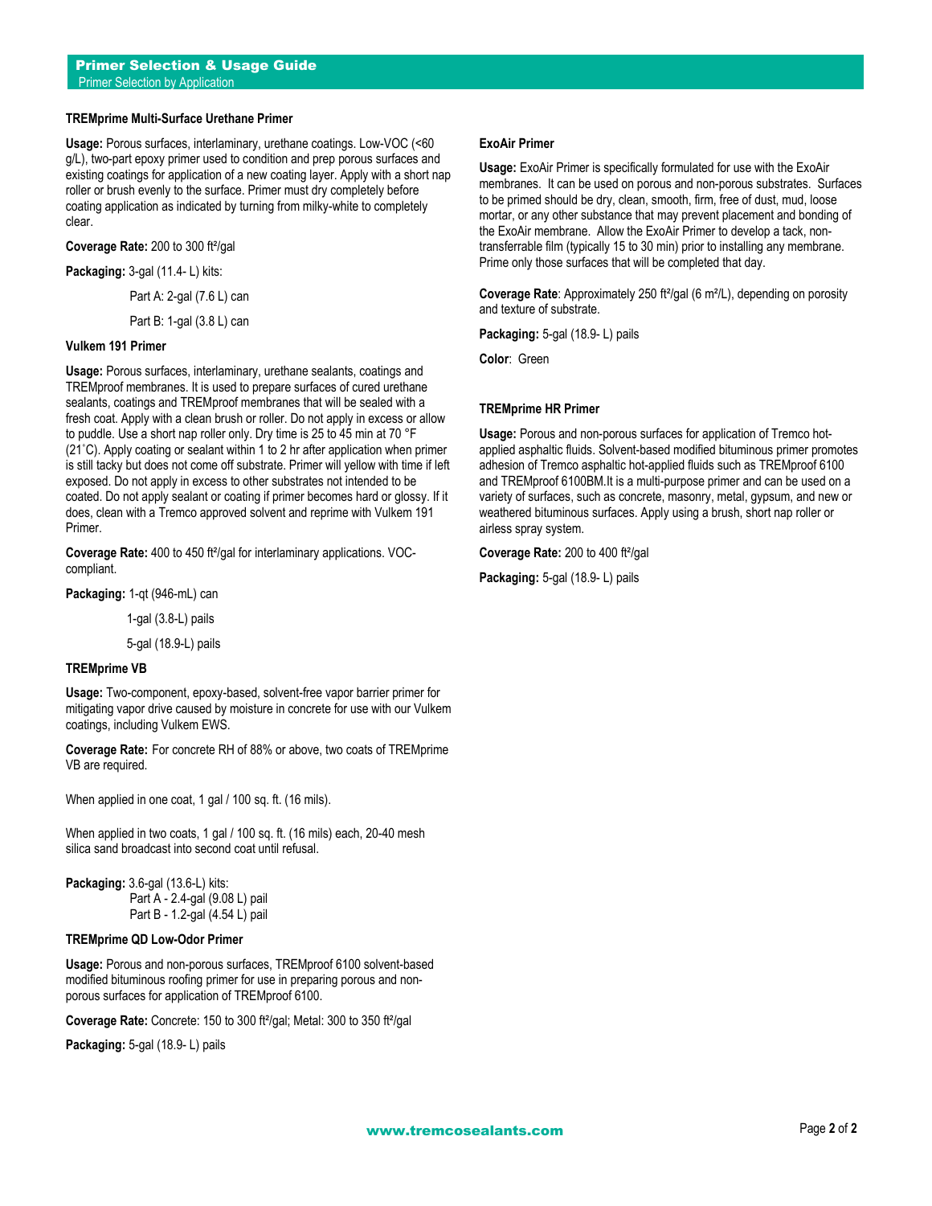## Primer Selection & Usage Guide

Primer Selection by Application

### TREMprime Multi-Surface Urethane Primer

**Usage:** Porous surfaces, interlaminary, urethane coatings. Low-VOC (<60 g/L), two-part epoxy primer used to condition and prep porous surfaces and existing coatings for application of a new coating layer. Apply with a short nap roller or brush evenly to the surface. Primer must dry completely before coating application as indicated by turning from milky-white to completely clear.

**Coverage Rate:** 200 to 300 ft²/gal

**Packaging:** 3-gal (11.4- L) kits:

Part A: 2-gal (7.6 L) can

Part B: 1-gal (3.8 L) can

### Vulkem 191 Primer

**Usage:** Porous surfaces, interlaminary, urethane sealants, coatings and TREMproof membranes. It is used to prepare surfaces of cured urethane sealants, coatings and TREMproof membranes that will be sealed with a fresh coat. Apply with a clean brush or roller. Do not apply in excess or allow to puddle. Use a short nap roller only. Dry time is 25 to 45 min at 70 °F (21˚C). Apply coating or sealant within 1 to 2 hr after application when primer is still tacky but does not come off substrate. Primer will yellow with time if left exposed. Do not apply in excess to other substrates not intended to be coated. Do not apply sealant or coating if primer becomes hard or glossy. If it does, clean with a Tremco approved solvent and reprime with Vulkem 191 Primer.

**Coverage Rate:** 400 to 450 ft²/gal for interlaminary applications. VOC-compliant.

**Packaging:** 1-qt (946-mL) can

1-gal (3.8-L) pails

5-gal (18.9-L) pails

### TREMprime VB

**Usage:** Two-component, epoxy-based, solvent-free vapor barrier primer for mitigating vapor drive caused by moisture in concrete for use with our Vulkem coatings, including Vulkem EWS.

**Coverage Rate:** For concrete RH of 88% or above, two coats of TREMprime VB are required.

When applied in one coat, 1 gal / 100 sq. ft. (16 mils).

When applied in two coats, 1 gal / 100 sq. ft. (16 mils) each, 20-40 mesh silica sand broadcast into second coat until refusal.

**Packaging:** 3.6-gal (13.6-L) kits:

Part A - 2.4-gal (9.08 L) pail

Part B - 1.2-gal (4.54 L) pail

### TREMprime QD Low-Odor Primer

**Usage:** Porous and non-porous surfaces, TREMproof 6100 solvent-based modified bituminous roofing primer for use in preparing porous and non-porous surfaces for application of TREMproof 6100.

**Coverage Rate:** Concrete: 150 to 300 ft²/gal; Metal: 300 to 350 ft²/gal

**Packaging:** 5-gal (18.9- L) pails

### ExoAir Primer

**Usage:** ExoAir Primer is specifically formulated for use with the ExoAir membranes. It can be used on porous and non-porous substrates. Surfaces to be primed should be dry, clean, smooth, firm, free of dust, mud, loose mortar, or any other substance that may prevent placement and bonding of the ExoAir membrane. Allow the ExoAir Primer to develop a tack, non-transferrable film (typically 15 to 30 min) prior to installing any membrane. Prime only those surfaces that will be completed that day.

**Coverage Rate**: Approximately 250 ft²/gal (6 m²/L), depending on porosity and texture of substrate.

**Packaging:** 5-gal (18.9- L) pails

**Color**: Green

### TREMprime HR Primer

**Usage:** Porous and non-porous surfaces for application of Tremco hot-applied asphaltic fluids. Solvent-based modified bituminous primer promotes adhesion of Tremco asphaltic hot-applied fluids such as TREMproof 6100 and TREMproof 6100BM.It is a multi-purpose primer and can be used on a variety of surfaces, such as concrete, masonry, metal, gypsum, and new or weathered bituminous surfaces. Apply using a brush, short nap roller or airless spray system.

**Coverage Rate:** 200 to 400 ft²/gal

**Packaging:** 5-gal (18.9- L) pails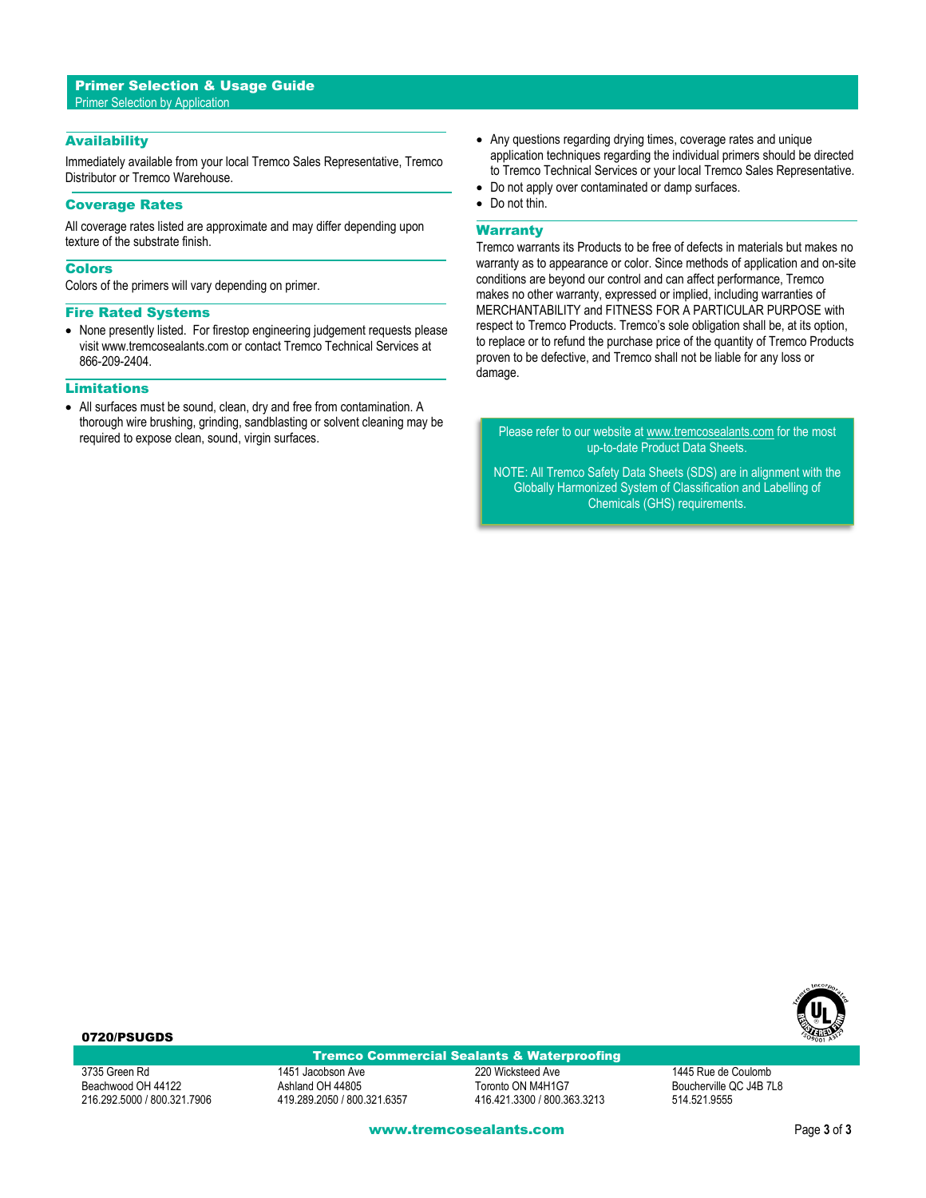## Availability

Immediately available from your local Tremco Sales Representative, Tremco Distributor or Tremco Warehouse.

## Coverage Rates

All coverage rates listed are approximate and may differ depending upon texture of the substrate finish.

## Colors

Colors of the primers will vary depending on primer.

## Fire Rated Systems

- None presently listed. For firestop engineering judgement requests please visit www.tremcosealants.com or contact Tremco Technical Services at 866-209-2404.

## Limitations

- All surfaces must be sound, clean, dry and free from contamination. A thorough wire brushing, grinding, sandblasting or solvent cleaning may be required to expose clean, sound, virgin surfaces.
- Any questions regarding drying times, coverage rates and unique application techniques regarding the individual primers should be directed to Tremco Technical Services or your local Tremco Sales Representative.
- Do not apply over contaminated or damp surfaces.
- Do not thin.

## Warranty

Tremco warrants its Products to be free of defects in materials but makes no warranty as to appearance or color. Since methods of application and on-site conditions are beyond our control and can affect performance, Tremco makes no other warranty, expressed or implied, including warranties of MERCHANTABILITY and FITNESS FOR A PARTICULAR PURPOSE with respect to Tremco Products. Tremco's sole obligation shall be, at its option, to replace or to refund the purchase price of the quantity of Tremco Products proven to be defective, and Tremco shall not be liable for any loss or damage.

Please refer to our website at www.tremcosealants.com for the most up-to-date Product Data Sheets.

NOTE: All Tremco Safety Data Sheets (SDS) are in alignment with the Globally Harmonized System of Classification and Labelling of Chemicals (GHS) requirements.

**0720/PSUGDS**

**Tremco Commercial Sealants & Waterproofing**

| | | | |
|---|---|---|---|
| 3735 Green Rd<br>Beachwood OH 44122<br>216.292.5000 / 800.321.7906 | 1451 Jacobson Ave<br>Ashland OH 44805<br>419.289.2050 / 800.321.6357 | 220 Wicksteed Ave<br>Toronto ON M4H1G7<br>416.421.3300 / 800.363.3213 | 1445 Rue de Coulomb<br>Boucherville QC J4B 7L8<br>514.521.9555 |

**www.tremcosealants.com**